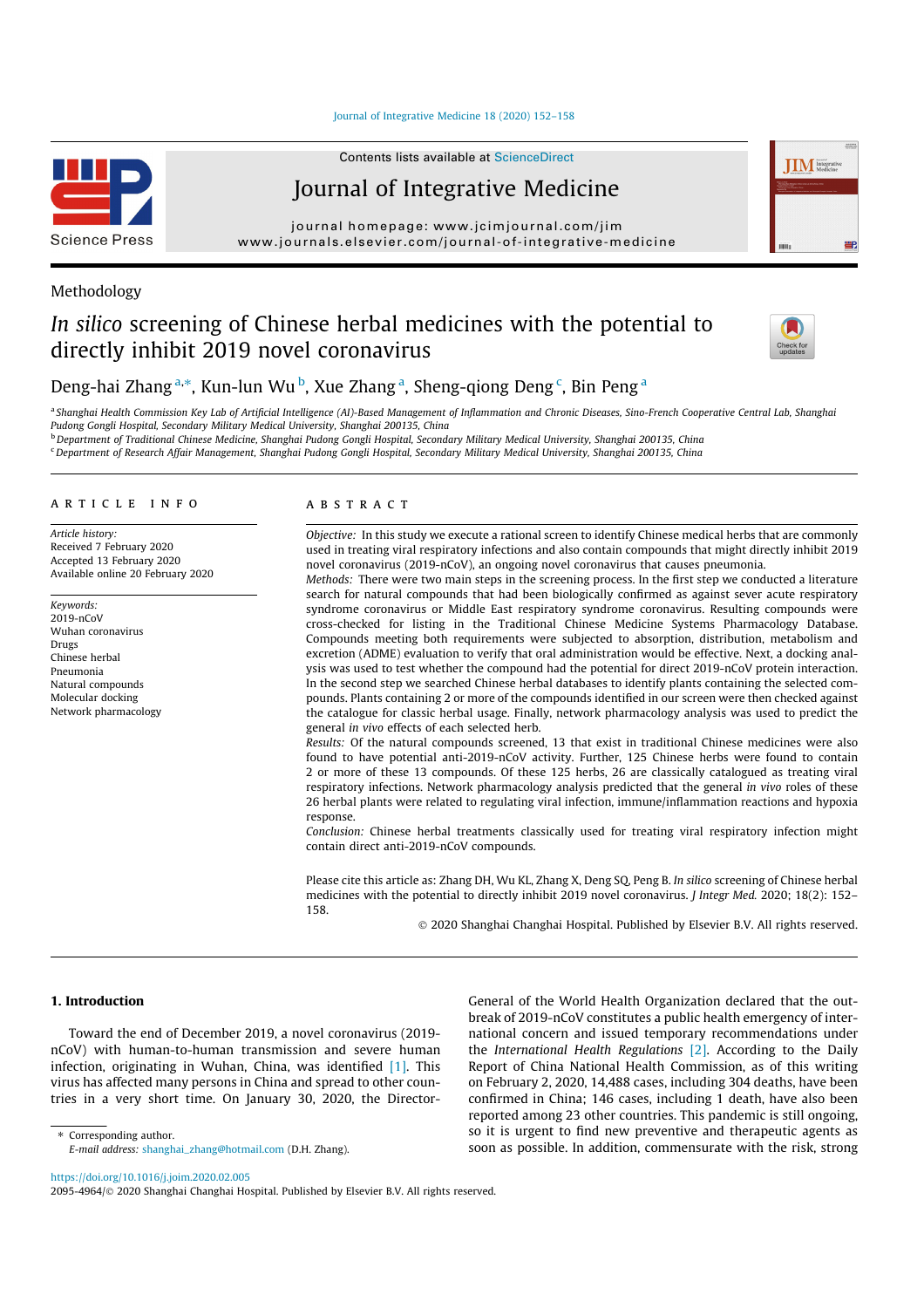Methodology

# *In silico* screening of Chinese herbal medicines with the potential to directly inhibit 2019 novel coronavirus

Deng-hai Zhang [a,*], Kun-lun Wu [b], Xue Zhang [a], Sheng-qiong Deng [c], Bin Peng [a]

[a] Shanghai Health Commission Key Lab of Artificial Intelligence (AI)-Based Management of Inflammation and Chronic Diseases, Sino-French Cooperative Central Lab, Shanghai Pudong Gongli Hospital, Secondary Military Medical University, Shanghai 200135, China

[b] Department of Traditional Chinese Medicine, Shanghai Pudong Gongli Hospital, Secondary Military Medical University, Shanghai 200135, China

[c] Department of Research Affair Management, Shanghai Pudong Gongli Hospital, Secondary Military Medical University, Shanghai 200135, China

## ARTICLE INFO

*Article history:*
Received 7 February 2020
Accepted 13 February 2020
Available online 20 February 2020

*Keywords:*
2019-nCoV
Wuhan coronavirus
Drugs
Chinese herbal
Pneumonia
Natural compounds
Molecular docking
Network pharmacology

## ABSTRACT

*Objective:* In this study we execute a rational screen to identify Chinese medical herbs that are commonly used in treating viral respiratory infections and also contain compounds that might directly inhibit 2019 novel coronavirus (2019-nCoV), an ongoing novel coronavirus that causes pneumonia.

*Methods:* There were two main steps in the screening process. In the first step we conducted a literature search for natural compounds that had been biologically confirmed as against sever acute respiratory syndrome coronavirus or Middle East respiratory syndrome coronavirus. Resulting compounds were cross-checked for listing in the Traditional Chinese Medicine Systems Pharmacology Database. Compounds meeting both requirements were subjected to absorption, distribution, metabolism and excretion (ADME) evaluation to verify that oral administration would be effective. Next, a docking analysis was used to test whether the compound had the potential for direct 2019-nCoV protein interaction. In the second step we searched Chinese herbal databases to identify plants containing the selected compounds. Plants containing 2 or more of the compounds identified in our screen were then checked against the catalogue for classic herbal usage. Finally, network pharmacology analysis was used to predict the general *in vivo* effects of each selected herb.

*Results:* Of the natural compounds screened, 13 that exist in traditional Chinese medicines were also found to have potential anti-2019-nCoV activity. Further, 125 Chinese herbs were found to contain 2 or more of these 13 compounds. Of these 125 herbs, 26 are classically catalogued as treating viral respiratory infections. Network pharmacology analysis predicted that the general *in vivo* roles of these 26 herbal plants were related to regulating viral infection, immune/inflammation reactions and hypoxia response.

*Conclusion:* Chinese herbal treatments classically used for treating viral respiratory infection might contain direct anti-2019-nCoV compounds.

Please cite this article as: Zhang DH, Wu KL, Zhang X, Deng SQ, Peng B. *In silico* screening of Chinese herbal medicines with the potential to directly inhibit 2019 novel coronavirus. *J Integr Med.* 2020; 18(2): 152–158.

© 2020 Shanghai Changhai Hospital. Published by Elsevier B.V. All rights reserved.

## 1. Introduction

Toward the end of December 2019, a novel coronavirus (2019-nCoV) with human-to-human transmission and severe human infection, originating in Wuhan, China, was identified [1]. This virus has affected many persons in China and spread to other countries in a very short time. On January 30, 2020, the Director-General of the World Health Organization declared that the outbreak of 2019-nCoV constitutes a public health emergency of international concern and issued temporary recommendations under the *International Health Regulations* [2]. According to the Daily Report of China National Health Commission, as of this writing on February 2, 2020, 14,488 cases, including 304 deaths, have been confirmed in China; 146 cases, including 1 death, have also been reported among 23 other countries. This pandemic is still ongoing, so it is urgent to find new preventive and therapeutic agents as soon as possible. In addition, commensurate with the risk, strong

\* Corresponding author.
*E-mail address:* shanghai_zhang@hotmail.com (D.H. Zhang).

https://doi.org/10.1016/j.joim.2020.02.005
2095-4964/© 2020 Shanghai Changhai Hospital. Published by Elsevier B.V. All rights reserved.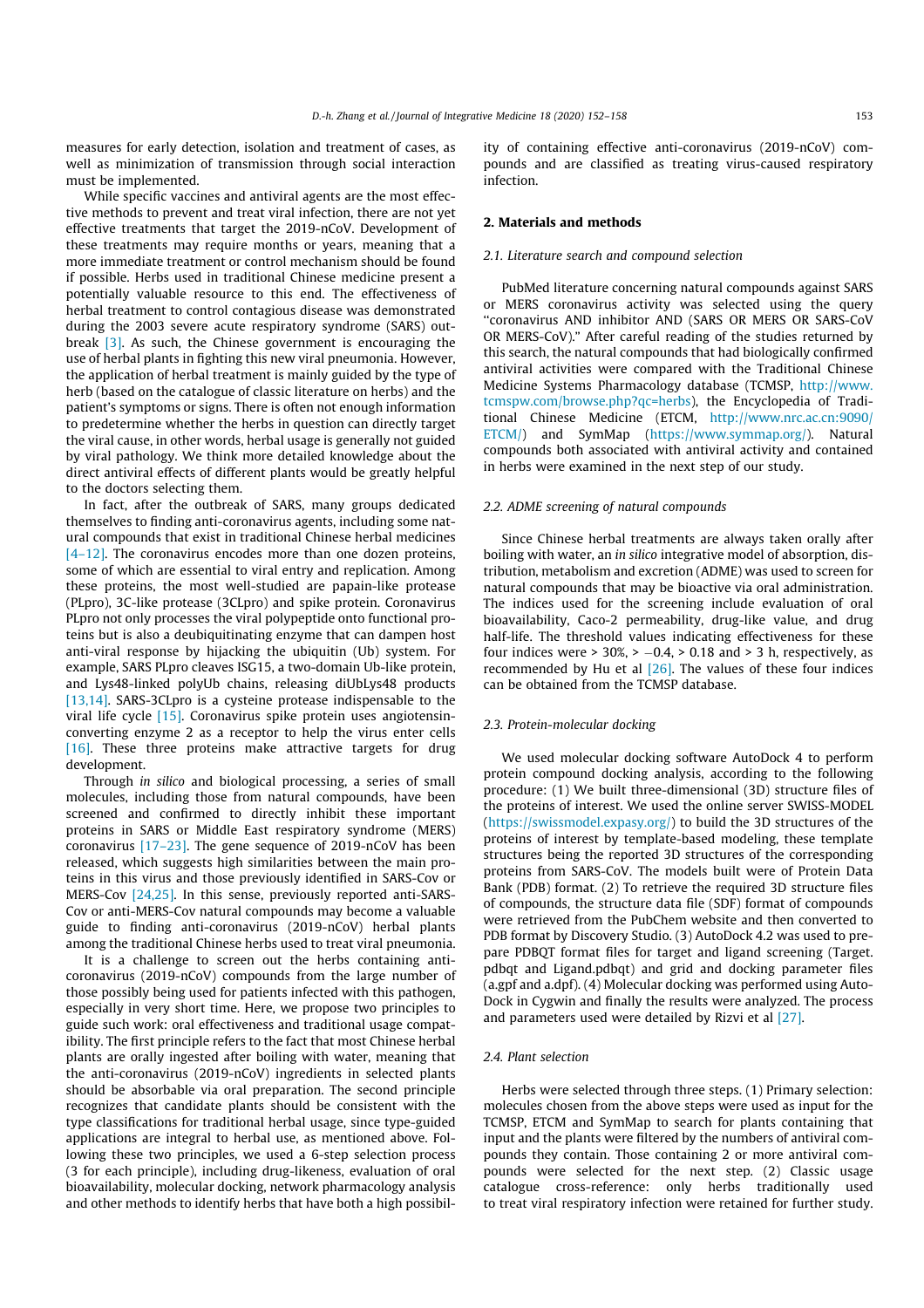measures for early detection, isolation and treatment of cases, as well as minimization of transmission through social interaction must be implemented.

While specific vaccines and antiviral agents are the most effective methods to prevent and treat viral infection, there are not yet effective treatments that target the 2019-nCoV. Development of these treatments may require months or years, meaning that a more immediate treatment or control mechanism should be found if possible. Herbs used in traditional Chinese medicine present a potentially valuable resource to this end. The effectiveness of herbal treatment to control contagious disease was demonstrated during the 2003 severe acute respiratory syndrome (SARS) outbreak [3]. As such, the Chinese government is encouraging the use of herbal plants in fighting this new viral pneumonia. However, the application of herbal treatment is mainly guided by the type of herb (based on the catalogue of classic literature on herbs) and the patient's symptoms or signs. There is often not enough information to predetermine whether the herbs in question can directly target the viral cause, in other words, herbal usage is generally not guided by viral pathology. We think more detailed knowledge about the direct antiviral effects of different plants would be greatly helpful to the doctors selecting them.

In fact, after the outbreak of SARS, many groups dedicated themselves to finding anti-coronavirus agents, including some natural compounds that exist in traditional Chinese herbal medicines [4–12]. The coronavirus encodes more than one dozen proteins, some of which are essential to viral entry and replication. Among these proteins, the most well-studied are papain-like protease (PLpro), 3C-like protease (3CLpro) and spike protein. Coronavirus PLpro not only processes the viral polypeptide onto functional proteins but is also a deubiquitinating enzyme that can dampen host anti-viral response by hijacking the ubiquitin (Ub) system. For example, SARS PLpro cleaves ISG15, a two-domain Ub-like protein, and Lys48-linked polyUb chains, releasing diUbLys48 products [13,14]. SARS-3CLpro is a cysteine protease indispensable to the viral life cycle [15]. Coronavirus spike protein uses angiotensin-converting enzyme 2 as a receptor to help the virus enter cells [16]. These three proteins make attractive targets for drug development.

Through *in silico* and biological processing, a series of small molecules, including those from natural compounds, have been screened and confirmed to directly inhibit these important proteins in SARS or Middle East respiratory syndrome (MERS) coronavirus [17–23]. The gene sequence of 2019-nCoV has been released, which suggests high similarities between the main proteins in this virus and those previously identified in SARS-Cov or MERS-Cov [24,25]. In this sense, previously reported anti-SARS-Cov or anti-MERS-Cov natural compounds may become a valuable guide to finding anti-coronavirus (2019-nCoV) herbal plants among the traditional Chinese herbs used to treat viral pneumonia.

It is a challenge to screen out the herbs containing anti-coronavirus (2019-nCoV) compounds from the large number of those possibly being used for patients infected with this pathogen, especially in very short time. Here, we propose two principles to guide such work: oral effectiveness and traditional usage compatibility. The first principle refers to the fact that most Chinese herbal plants are orally ingested after boiling with water, meaning that the anti-coronavirus (2019-nCoV) ingredients in selected plants should be absorbable via oral preparation. The second principle recognizes that candidate plants should be consistent with the type classifications for traditional herbal usage, since type-guided applications are integral to herbal use, as mentioned above. Following these two principles, we used a 6-step selection process (3 for each principle), including drug-likeness, evaluation of oral bioavailability, molecular docking, network pharmacology analysis and other methods to identify herbs that have both a high possibility of containing effective anti-coronavirus (2019-nCoV) compounds and are classified as treating virus-caused respiratory infection.

## 2. Materials and methods

### 2.1. Literature search and compound selection

PubMed literature concerning natural compounds against SARS or MERS coronavirus activity was selected using the query "coronavirus AND inhibitor AND (SARS OR MERS OR SARS-CoV OR MERS-CoV)." After careful reading of the studies returned by this search, the natural compounds that had biologically confirmed antiviral activities were compared with the Traditional Chinese Medicine Systems Pharmacology database (TCMSP, http://www.tcmspw.com/browse.php?qc=herbs), the Encyclopedia of Traditional Chinese Medicine (ETCM, http://www.nrc.ac.cn:9090/ETCM/) and SymMap (https://www.symmap.org/). Natural compounds both associated with antiviral activity and contained in herbs were examined in the next step of our study.

### 2.2. ADME screening of natural compounds

Since Chinese herbal treatments are always taken orally after boiling with water, an *in silico* integrative model of absorption, distribution, metabolism and excretion (ADME) was used to screen for natural compounds that may be bioactive via oral administration. The indices used for the screening include evaluation of oral bioavailability, Caco-2 permeability, drug-like value, and drug half-life. The threshold values indicating effectiveness for these four indices were > 30%, > −0.4, > 0.18 and > 3 h, respectively, as recommended by Hu et al [26]. The values of these four indices can be obtained from the TCMSP database.

### 2.3. Protein-molecular docking

We used molecular docking software AutoDock 4 to perform protein compound docking analysis, according to the following procedure: (1) We built three-dimensional (3D) structure files of the proteins of interest. We used the online server SWISS-MODEL (https://swissmodel.expasy.org/) to build the 3D structures of the proteins of interest by template-based modeling, these template structures being the reported 3D structures of the corresponding proteins from SARS-CoV. The models built were of Protein Data Bank (PDB) format. (2) To retrieve the required 3D structure files of compounds, the structure data file (SDF) format of compounds were retrieved from the PubChem website and then converted to PDB format by Discovery Studio. (3) AutoDock 4.2 was used to prepare PDBQT format files for target and ligand screening (Target.pdbqt and Ligand.pdbqt) and grid and docking parameter files (a.gpf and a.dpf). (4) Molecular docking was performed using AutoDock in Cygwin and finally the results were analyzed. The process and parameters used were detailed by Rizvi et al [27].

### 2.4. Plant selection

Herbs were selected through three steps. (1) Primary selection: molecules chosen from the above steps were used as input for the TCMSP, ETCM and SymMap to search for plants containing that input and the plants were filtered by the numbers of antiviral compounds they contain. Those containing 2 or more antiviral compounds were selected for the next step. (2) Classic usage catalogue cross-reference: only herbs traditionally used to treat viral respiratory infection were retained for further study.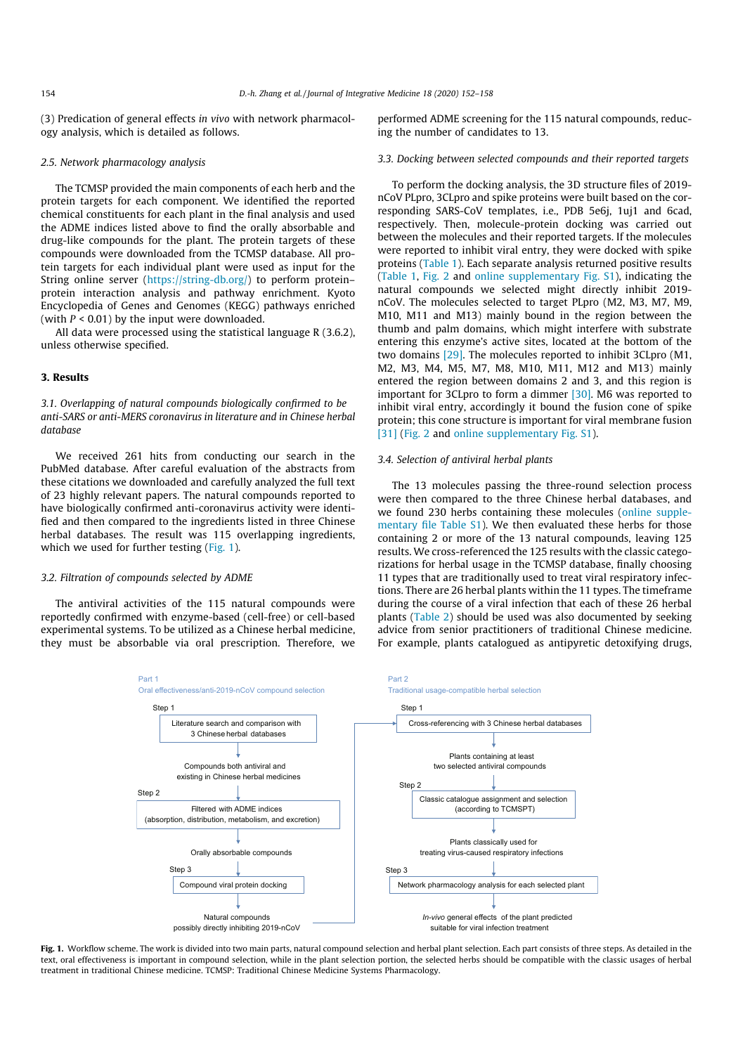(3) Predication of general effects *in vivo* with network pharmacology analysis, which is detailed as follows.

### 2.5. Network pharmacology analysis

The TCMSP provided the main components of each herb and the protein targets for each component. We identified the reported chemical constituents for each plant in the final analysis and used the ADME indices listed above to find the orally absorbable and drug-like compounds for the plant. The protein targets of these compounds were downloaded from the TCMSP database. All protein targets for each individual plant were used as input for the String online server (https://string-db.org/) to perform protein–protein interaction analysis and pathway enrichment. Kyoto Encyclopedia of Genes and Genomes (KEGG) pathways enriched (with $P < 0.01$) by the input were downloaded.

All data were processed using the statistical language R (3.6.2), unless otherwise specified.

## 3. Results

### 3.1. Overlapping of natural compounds biologically confirmed to be anti-SARS or anti-MERS coronavirus in literature and in Chinese herbal database

We received 261 hits from conducting our search in the PubMed database. After careful evaluation of the abstracts from these citations we downloaded and carefully analyzed the full text of 23 highly relevant papers. The natural compounds reported to have biologically confirmed anti-coronavirus activity were identified and then compared to the ingredients listed in three Chinese herbal databases. The result was 115 overlapping ingredients, which we used for further testing (Fig. 1).

### 3.2. Filtration of compounds selected by ADME

The antiviral activities of the 115 natural compounds were reportedly confirmed with enzyme-based (cell-free) or cell-based experimental systems. To be utilized as a Chinese herbal medicine, they must be absorbable via oral prescription. Therefore, we performed ADME screening for the 115 natural compounds, reducing the number of candidates to 13.

### 3.3. Docking between selected compounds and their reported targets

To perform the docking analysis, the 3D structure files of 2019-nCoV PLpro, 3CLpro and spike proteins were built based on the corresponding SARS-CoV templates, i.e., PDB 5e6j, 1uj1 and 6cad, respectively. Then, molecule-protein docking was carried out between the molecules and their reported targets. If the molecules were reported to inhibit viral entry, they were docked with spike proteins (Table 1). Each separate analysis returned positive results (Table 1, Fig. 2 and online supplementary Fig. S1), indicating the natural compounds we selected might directly inhibit 2019-nCoV. The molecules selected to target PLpro (M2, M3, M7, M9, M10, M11 and M13) mainly bound in the region between the thumb and palm domains, which might interfere with substrate entering this enzyme's active sites, located at the bottom of the two domains [29]. The molecules reported to inhibit 3CLpro (M1, M2, M3, M4, M5, M7, M8, M10, M11, M12 and M13) mainly entered the region between domains 2 and 3, and this region is important for 3CLpro to form a dimmer [30]. M6 was reported to inhibit viral entry, accordingly it bound the fusion cone of spike protein; this cone structure is important for viral membrane fusion [31] (Fig. 2 and online supplementary Fig. S1).

### 3.4. Selection of antiviral herbal plants

The 13 molecules passing the three-round selection process were then compared to the three Chinese herbal databases, and we found 230 herbs containing these molecules (online supplementary file Table S1). We then evaluated these herbs for those containing 2 or more of the 13 natural compounds, leaving 125 results. We cross-referenced the 125 results with the classic categorizations for herbal usage in the TCMSP database, finally choosing 11 types that are traditionally used to treat viral respiratory infections. There are 26 herbal plants within the 11 types. The timeframe during the course of a viral infection that each of these 26 herbal plants (Table 2) should be used was also documented by seeking advice from senior practitioners of traditional Chinese medicine. For example, plants catalogued as antipyretic detoxifying drugs,

Part 1
Oral effectiveness/anti-2019-nCoV compound selection

Step 1: Literature search and comparison with 3 Chinese herbal databases → Compounds both antiviral and existing in Chinese herbal medicines

Step 2: Filtered with ADME indices (absorption, distribution, metabolism, and excretion) → Orally absorbable compounds

Step 3: Compound viral protein docking → Natural compounds possibly directly inhibiting 2019-nCoV

Part 2
Traditional usage-compatible herbal selection

Step 1: Cross-referencing with 3 Chinese herbal databases → Plants containing at least two selected antiviral compounds

Step 2: Classic catalogue assignment and selection (according to TCMSPT) → Plants classically used for treating virus-caused respiratory infections

Step 3: Network pharmacology analysis for each selected plant → *In-vivo* general effects of the plant predicted suitable for viral infection treatment

**Fig. 1.** Workflow scheme. The work is divided into two main parts, natural compound selection and herbal plant selection. Each part consists of three steps. As detailed in the text, oral effectiveness is important in compound selection, while in the plant selection portion, the selected herbs should be compatible with the classic usages of herbal treatment in traditional Chinese medicine. TCMSP: Traditional Chinese Medicine Systems Pharmacology.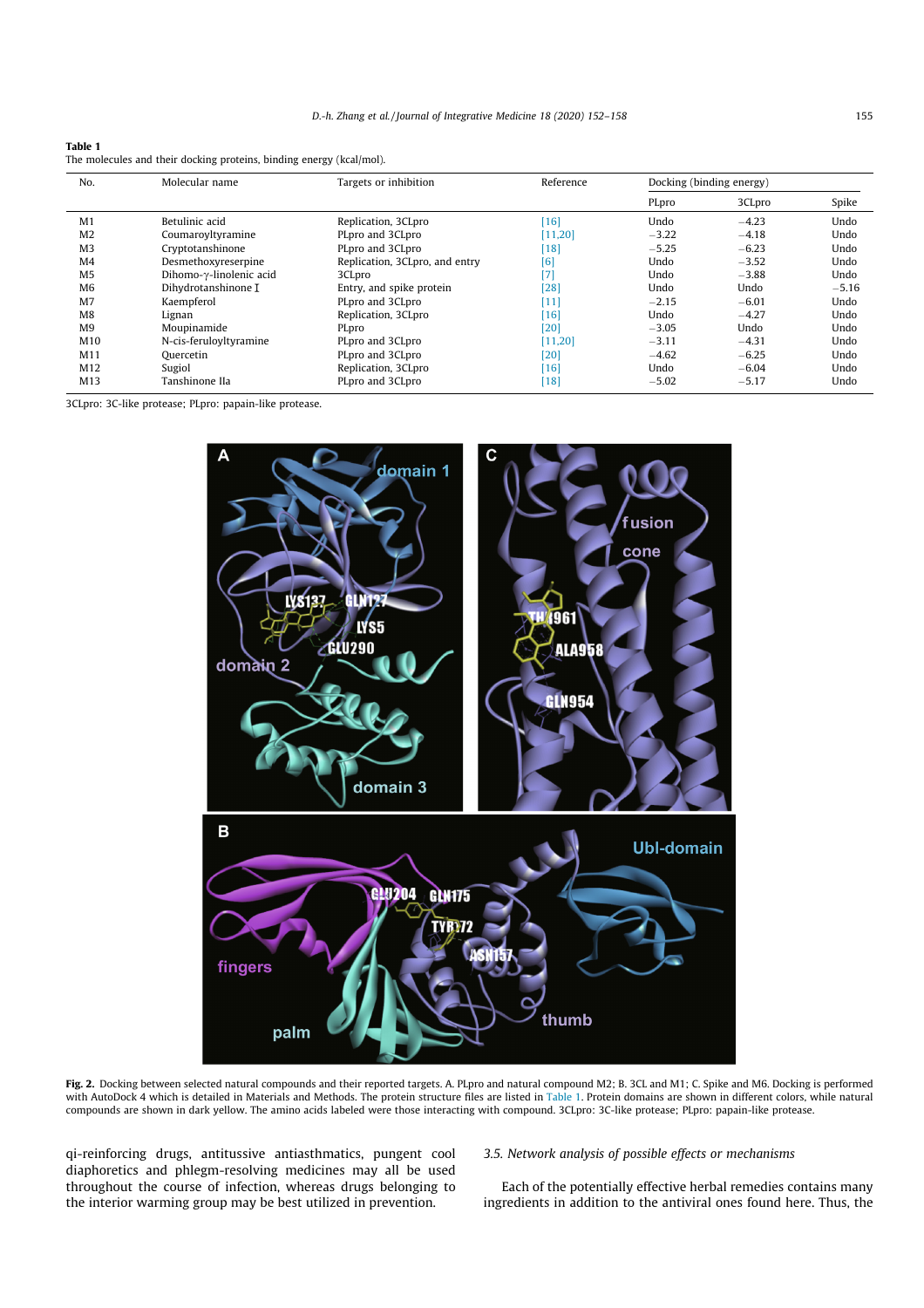**Table 1**
The molecules and their docking proteins, binding energy (kcal/mol).

| No. | Molecular name | Targets or inhibition | Reference | Docking (binding energy) | | |
|---|---|---|---|---|---|---|
| | | | | PLpro | 3CLpro | Spike |
| M1 | Betulinic acid | Replication, 3CLpro | [16] | Undo | −4.23 | Undo |
| M2 | Coumaroyltyramine | PLpro and 3CLpro | [11,20] | −3.22 | −4.18 | Undo |
| M3 | Cryptotanshinone | PLpro and 3CLpro | [18] | −5.25 | −6.23 | Undo |
| M4 | Desmethoxyreserpine | Replication, 3CLpro, and entry | [6] | Undo | −3.52 | Undo |
| M5 | Dihomo-γ-linolenic acid | 3CLpro | [7] | Undo | −3.88 | Undo |
| M6 | Dihydrotanshinone I | Entry, and spike protein | [28] | Undo | Undo | −5.16 |
| M7 | Kaempferol | PLpro and 3CLpro | [11] | −2.15 | −6.01 | Undo |
| M8 | Lignan | Replication, 3CLpro | [16] | Undo | −4.27 | Undo |
| M9 | Moupinamide | PLpro | [20] | −3.05 | Undo | Undo |
| M10 | N-cis-feruloyltyramine | PLpro and 3CLpro | [11,20] | −3.11 | −4.31 | Undo |
| M11 | Quercetin | PLpro and 3CLpro | [20] | −4.62 | −6.25 | Undo |
| M12 | Sugiol | Replication, 3CLpro | [16] | Undo | −6.04 | Undo |
| M13 | Tanshinone IIa | PLpro and 3CLpro | [18] | −5.02 | −5.17 | Undo |

3CLpro: 3C-like protease; PLpro: papain-like protease.

**Fig. 2.** Docking between selected natural compounds and their reported targets. A. PLpro and natural compound M2; B. 3CL and M1; C. Spike and M6. Docking is performed with AutoDock 4 which is detailed in Materials and Methods. The protein structure files are listed in Table 1. Protein domains are shown in different colors, while natural compounds are shown in dark yellow. The amino acids labeled were those interacting with compound. 3CLpro: 3C-like protease; PLpro: papain-like protease.

qi-reinforcing drugs, antitussive antiasthmatics, pungent cool diaphoretics and phlegm-resolving medicines may all be used throughout the course of infection, whereas drugs belonging to the interior warming group may be best utilized in prevention.

### 3.5. Network analysis of possible effects or mechanisms

Each of the potentially effective herbal remedies contains many ingredients in addition to the antiviral ones found here. Thus, the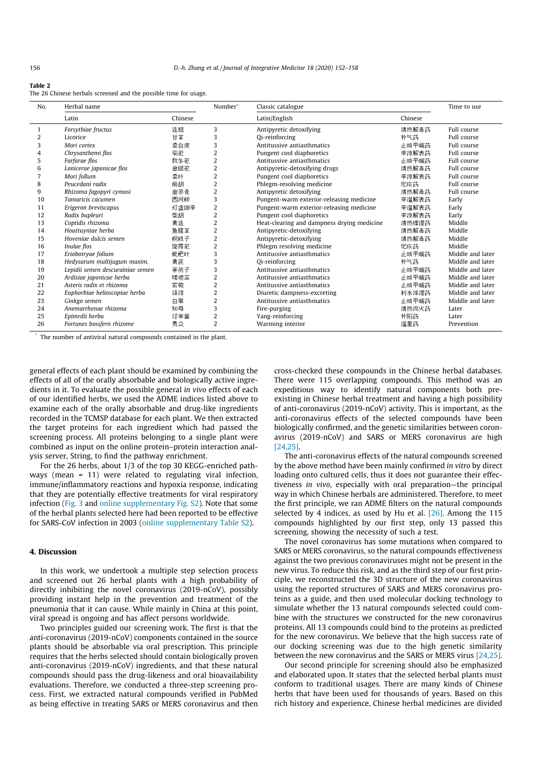**Table 2**
The 26 Chinese herbals screened and the possible time for usage.

| No. | Herbal name | | Number* | Classic catalogue | | Time to use |
|---|---|---|---|---|---|---|
| | Latin | Chinese | | Latin/English | Chinese | |
| 1 | *Forsythiae fructus* | 连翘 | 3 | Antipyretic detoxifying | 清热解毒药 | Full course |
| 2 | Licorice | 甘草 | 3 | Qi-reinforcing | 补气药 | Full course |
| 3 | *Mori cortex* | 桑白皮 | 3 | Antitussive antiasthmatics | 止咳平喘药 | Full course |
| 4 | *Chrysanthemi flos* | 菊花 | 2 | Pungent cool diaphoretics | 辛凉解表药 | Full course |
| 5 | *Farfarae flos* | 款冬花 | 2 | Antitussive antiasthmatics | 止咳平喘药 | Full course |
| 6 | *Lonicerae japonicae flos* | 金银花 | 2 | Antipyretic-detoxifying drugs | 清热解毒药 | Full course |
| 7 | *Mori follum* | 桑叶 | 2 | Pungent cool diaphoretics | 辛凉解表药 | Full course |
| 8 | *Peucedani radix* | 前胡 | 2 | Phlegm-resolving medicine | 化痰药 | Full course |
| 9 | *Rhizoma fagopyri cymosi* | 金荞麦 | 2 | Antipyretic detoxifying | 清热解毒药 | Full course |
| 10 | *Tamaricis cacumen* | 西河柳 | 3 | Pungent-warm exterior-releasing medicine | 辛温解表药 | Early |
| 11 | *Erigeron breviscapus* | 灯盏细辛 | 2 | Pungent-warm exterior-releasing medicine | 辛温解表药 | Early |
| 12 | *Radix bupleuri* | 柴胡 | 2 | Pungent cool diaphoretics | 辛凉解表药 | Early |
| 13 | *Coptidis rhizoma* | 黄连 | 2 | Heat-clearing and dampness drying medicine | 清热燥湿药 | Middle |
| 14 | *Houttuyniae herba* | 鱼腥草 | 2 | Antipyretic-detoxifying | 清热解毒药 | Middle |
| 15 | *Hoveniae dulcis semen* | 枳椇子 | 2 | Antipyretic-detoxifying | 清热解毒药 | Middle |
| 16 | *Inulae flos* | 旋覆花 | 2 | Phlegm resolving medicine | 化痰药 | Middle |
| 17 | *Eriobotryae folium* | 枇杷叶 | 3 | Antitussive antiasthmatics | 止咳平喘药 | Middle and later |
| 18 | *Hedysarum multijugum maxim.* | 黄芪 | 3 | Qi-reinforcing | 补气药 | Middle and later |
| 19 | *Lepidii semen descurainiae semen* | 葶苈子 | 3 | Antitussive antiasthmatics | 止咳平喘药 | Middle and later |
| 20 | *Ardisiae japonicae herba* | 矮地茶 | 2 | Antitussive antiasthmatics | 止咳平喘药 | Middle and later |
| 21 | *Asteris radix et rhizoma* | 紫菀 | 2 | Antitussive antiasthmatics | 止咳平喘药 | Middle and later |
| 22 | *Euphorbiae helioscopiae herba* | 泽漆 | 2 | Diuretic dampness-excreting | 利水渗湿药 | Middle and later |
| 23 | *Ginkgo semen* | 白果 | 2 | Antitussive antiasthmatics | 止咳平喘药 | Middle and later |
| 24 | *Anemarrhenae rhizoma* | 知母 | 3 | Fire-purging | 清热泻火药 | Later |
| 25 | *Epimrdii herba* | 淫羊藿 | 2 | Yang-reinforcing | 补阳药 | Later |
| 26 | *Fortunes bossfern rhizome* | 贯众 | 2 | Warming interior | 温里药 | Prevention |

* The number of antiviral natural compounds contained in the plant.

general effects of each plant should be examined by combining the effects of all of the orally absorbable and biologically active ingredients in it. To evaluate the possible general *in vivo* effects of each of our identified herbs, we used the ADME indices listed above to examine each of the orally absorbable and drug-like ingredients recorded in the TCMSP database for each plant. We then extracted the target proteins for each ingredient which had passed the screening process. All proteins belonging to a single plant were combined as input on the online protein–protein interaction analysis server, String, to find the pathway enrichment.

For the 26 herbs, about 1/3 of the top 30 KEGG-enriched pathways (mean = 11) were related to regulating viral infection, immune/inflammatory reactions and hypoxia response, indicating that they are potentially effective treatments for viral respiratory infection (Fig. 3 and online supplementary Fig. S2). Note that some of the herbal plants selected here had been reported to be effective for SARS-CoV infection in 2003 (online supplementary Table S2).

## 4. Discussion

In this work, we undertook a multiple step selection process and screened out 26 herbal plants with a high probability of directly inhibiting the novel coronavirus (2019-nCoV), possibly providing instant help in the prevention and treatment of the pneumonia that it can cause. While mainly in China at this point, viral spread is ongoing and has affect persons worldwide.

Two principles guided our screening work. The first is that the anti-coronavirus (2019-nCoV) components contained in the source plants should be absorbable via oral prescription. This principle requires that the herbs selected should contain biologically proven anti-coronavirus (2019-nCoV) ingredients, and that these natural compounds should pass the drug-likeness and oral bioavailability evaluations. Therefore, we conducted a three-step screening process. First, we extracted natural compounds verified in PubMed as being effective in treating SARS or MERS coronavirus and then cross-checked these compounds in the Chinese herbal databases. There were 115 overlapping compounds. This method was an expeditious way to identify natural components both preexisting in Chinese herbal treatment and having a high possibility of anti-coronavirus (2019-nCoV) activity. This is important, as the anti-coronavirus effects of the selected compounds have been biologically confirmed, and the genetic similarities between coronavirus (2019-nCoV) and SARS or MERS coronavirus are high [24,25].

The anti-coronavirus effects of the natural compounds screened by the above method have been mainly confirmed *in vitro* by direct loading onto cultured cells, thus it does not guarantee their effectiveness *in vivo*, especially with oral preparation—the principal way in which Chinese herbals are administered. Therefore, to meet the first principle, we ran ADME filters on the natural compounds selected by 4 indices, as used by Hu et al. [26]. Among the 115 compounds highlighted by our first step, only 13 passed this screening, showing the necessity of such a test.

The novel coronavirus has some mutations when compared to SARS or MERS coronavirus, so the natural compounds effectiveness against the two previous coronaviruses might not be present in the new virus. To reduce this risk, and as the third step of our first principle, we reconstructed the 3D structure of the new coronavirus using the reported structures of SARS and MERS coronavirus proteins as a guide, and then used molecular docking technology to simulate whether the 13 natural compounds selected could combine with the structures we constructed for the new coronavirus proteins. All 13 compounds could bind to the proteins as predicted for the new coronavirus. We believe that the high success rate of our docking screening was due to the high genetic similarity between the new coronavirus and the SARS or MERS virus [24,25].

Our second principle for screening should also be emphasized and elaborated upon. It states that the selected herbal plants must conform to traditional usages. There are many kinds of Chinese herbs that have been used for thousands of years. Based on this rich history and experience, Chinese herbal medicines are divided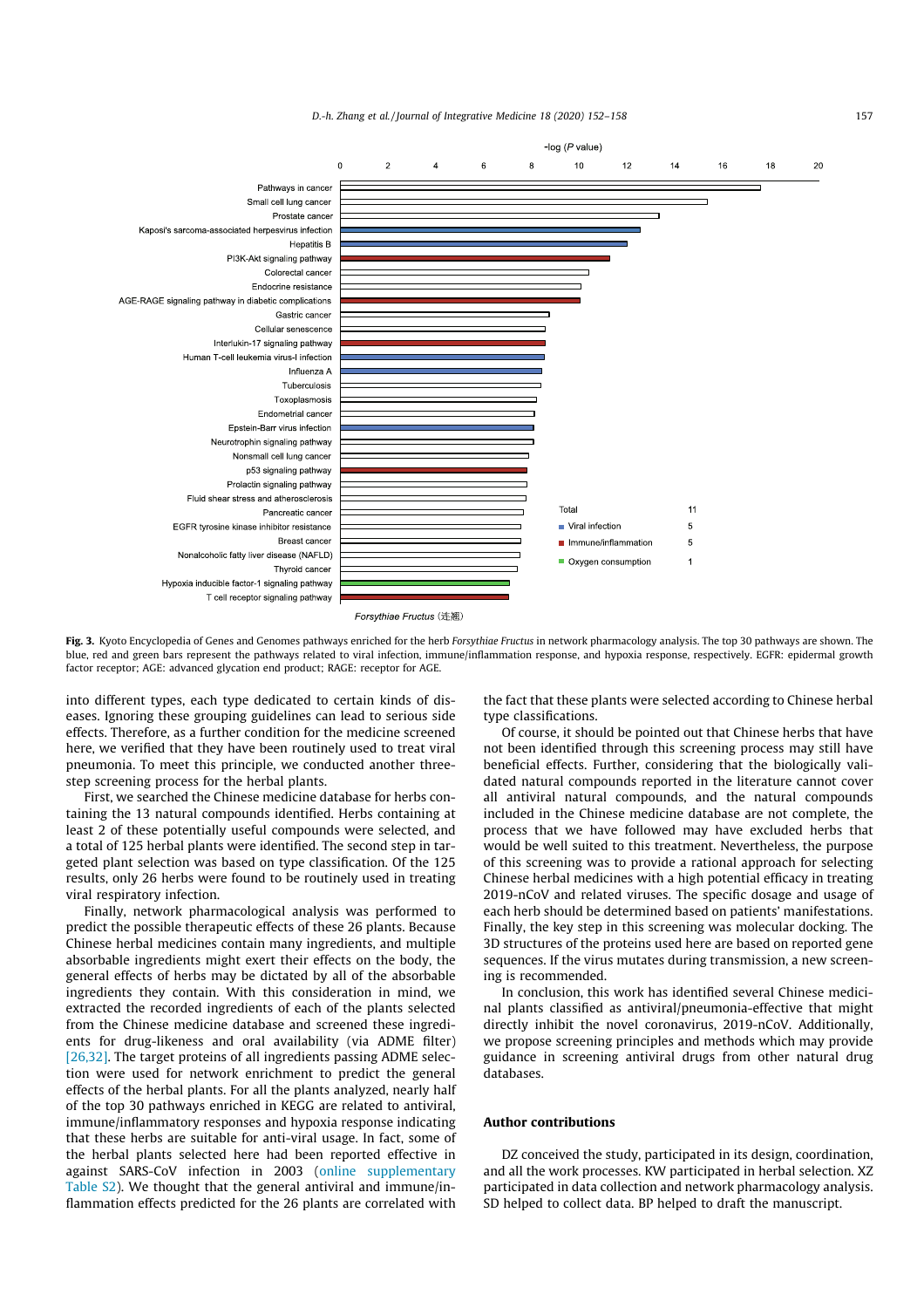**Fig. 3.** Kyoto Encyclopedia of Genes and Genomes pathways enriched for the herb *Forsythiae Fructus* in network pharmacology analysis. The top 30 pathways are shown. The blue, red and green bars represent the pathways related to viral infection, immune/inflammation response, and hypoxia response, respectively. EGFR: epidermal growth factor receptor; AGE: advanced glycation end product; RAGE: receptor for AGE.

into different types, each type dedicated to certain kinds of diseases. Ignoring these grouping guidelines can lead to serious side effects. Therefore, as a further condition for the medicine screened here, we verified that they have been routinely used to treat viral pneumonia. To meet this principle, we conducted another three-step screening process for the herbal plants.

First, we searched the Chinese medicine database for herbs containing the 13 natural compounds identified. Herbs containing at least 2 of these potentially useful compounds were selected, and a total of 125 herbal plants were identified. The second step in targeted plant selection was based on type classification. Of the 125 results, only 26 herbs were found to be routinely used in treating viral respiratory infection.

Finally, network pharmacological analysis was performed to predict the possible therapeutic effects of these 26 plants. Because Chinese herbal medicines contain many ingredients, and multiple absorbable ingredients might exert their effects on the body, the general effects of herbs may be dictated by all of the absorbable ingredients they contain. With this consideration in mind, we extracted the recorded ingredients of each of the plants selected from the Chinese medicine database and screened these ingredients for drug-likeness and oral availability (via ADME filter) [26,32]. The target proteins of all ingredients passing ADME selection were used for network enrichment to predict the general effects of the herbal plants. For all the plants analyzed, nearly half of the top 30 pathways enriched in KEGG are related to antiviral, immune/inflammatory responses and hypoxia response indicating that these herbs are suitable for anti-viral usage. In fact, some of the herbal plants selected here had been reported effective in against SARS-CoV infection in 2003 (online supplementary Table S2). We thought that the general antiviral and immune/inflammation effects predicted for the 26 plants are correlated with the fact that these plants were selected according to Chinese herbal type classifications.

Of course, it should be pointed out that Chinese herbs that have not been identified through this screening process may still have beneficial effects. Further, considering that the biologically validated natural compounds reported in the literature cannot cover all antiviral natural compounds, and the natural compounds included in the Chinese medicine database are not complete, the process that we have followed may have excluded herbs that would be well suited to this treatment. Nevertheless, the purpose of this screening was to provide a rational approach for selecting Chinese herbal medicines with a high potential efficacy in treating 2019-nCoV and related viruses. The specific dosage and usage of each herb should be determined based on patients' manifestations. Finally, the key step in this screening was molecular docking. The 3D structures of the proteins used here are based on reported gene sequences. If the virus mutates during transmission, a new screening is recommended.

In conclusion, this work has identified several Chinese medicinal plants classified as antiviral/pneumonia-effective that might directly inhibit the novel coronavirus, 2019-nCoV. Additionally, we propose screening principles and methods which may provide guidance in screening antiviral drugs from other natural drug databases.

## Author contributions

DZ conceived the study, participated in its design, coordination, and all the work processes. KW participated in herbal selection. XZ participated in data collection and network pharmacology analysis. SD helped to collect data. BP helped to draft the manuscript.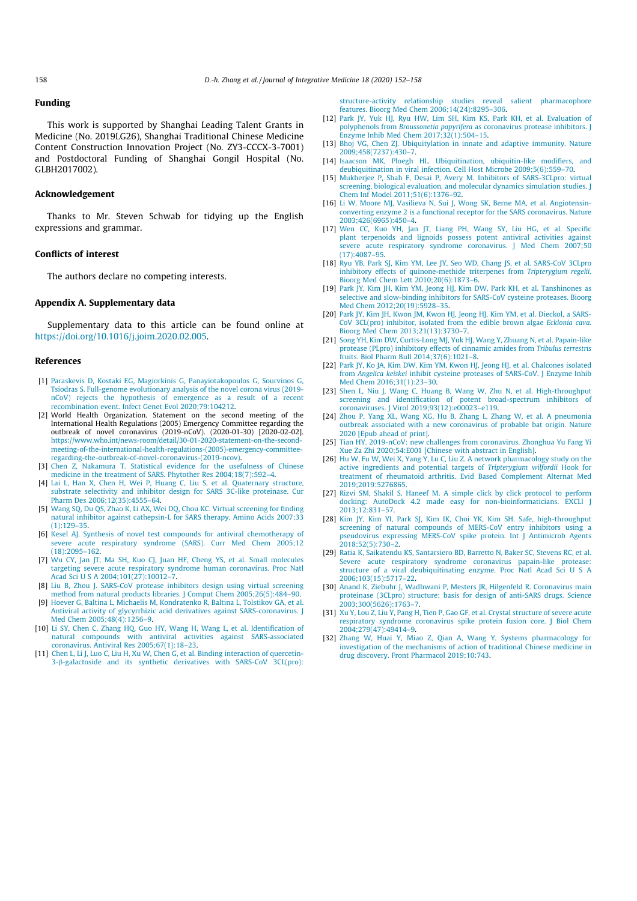## Funding

This work is supported by Shanghai Leading Talent Grants in Medicine (No. 2019LG26), Shanghai Traditional Chinese Medicine Content Construction Innovation Project (No. ZY3-CCCX-3-7001) and Postdoctoral Funding of Shanghai Gongil Hospital (No. GLBH2017002).

## Acknowledgement

Thanks to Mr. Steven Schwab for tidying up the English expressions and grammar.

## Conflicts of interest

The authors declare no competing interests.

## Appendix A. Supplementary data

Supplementary data to this article can be found online at https://doi.org/10.1016/j.joim.2020.02.005.

## References

[1] Paraskevis D, Kostaki EG, Magiorkinis G, Panayiotakopoulos G, Sourvinos G, Tsiodras S. Full-genome evolutionary analysis of the novel corona virus (2019-nCoV) rejects the hypothesis of emergence as a result of a recent recombination event. Infect Genet Evol 2020;79:104212.

[2] World Health Organization. Statement on the second meeting of the International Health Regulations (2005) Emergency Committee regarding the outbreak of novel coronavirus (2019-nCoV). (2020-01-30) [2020-02-02]. https://www.who.int/news-room/detail/30-01-2020-statement-on-the-second-meeting-of-the-international-health-regulations-(2005)-emergency-committee-regarding-the-outbreak-of-novel-coronavirus-(2019-ncov).

[3] Chen Z, Nakamura T. Statistical evidence for the usefulness of Chinese medicine in the treatment of SARS. Phytother Res 2004;18(7):592–4.

[4] Lai L, Han X, Chen H, Wei P, Huang C, Liu S, et al. Quaternary structure, substrate selectivity and inhibitor design for SARS 3C-like proteinase. Cur Pharm Des 2006;12(35):4555–64.

[5] Wang SQ, Du QS, Zhao K, Li AX, Wei DQ, Chou KC. Virtual screening for finding natural inhibitor against cathepsin-L for SARS therapy. Amino Acids 2007;33(1):129–35.

[6] Kesel AJ. Synthesis of novel test compounds for antiviral chemotherapy of severe acute respiratory syndrome (SARS). Curr Med Chem 2005;12(18):2095–162.

[7] Wu CY, Jan JT, Ma SH, Kuo CJ, Juan HF, Cheng YS, et al. Small molecules targeting severe acute respiratory syndrome human coronavirus. Proc Natl Acad Sci U S A 2004;101(27):10012–7.

[8] Liu B, Zhou J. SARS-CoV protease inhibitors design using virtual screening method from natural products libraries. J Comput Chem 2005;26(5):484–90.

[9] Hoever G, Baltina L, Michaelis M, Kondratenko R, Baltina L, Tolstikov GA, et al. Antiviral activity of glycyrrhizic acid derivatives against SARS-coronavirus. J Med Chem 2005;48(4):1256–9.

[10] Li SY, Chen C, Zhang HQ, Guo HY, Wang H, Wang L, et al. Identification of natural compounds with antiviral activities against SARS-associated coronavirus. Antiviral Res 2005;67(1):18–23.

[11] Chen L, Li J, Luo C, Liu H, Xu W, Chen G, et al. Binding interaction of quercetin-3-β-galactoside and its synthetic derivatives with SARS-CoV 3CL(pro): structure-activity relationship studies reveal salient pharmacophore features. Bioorg Med Chem 2006;14(24):8295–306.

[12] Park JY, Yuk HJ, Ryu HW, Lim SH, Kim KS, Park KH, et al. Evaluation of polyphenols from *Broussonetia papyrifera* as coronavirus protease inhibitors. J Enzyme Inhib Med Chem 2017;32(1):504–15.

[13] Bhoj VG, Chen ZJ. Ubiquitylation in innate and adaptive immunity. Nature 2009;458(7237):430–7.

[14] Isaacson MK, Ploegh HL. Ubiquitination, ubiquitin-like modifiers, and deubiquitination in viral infection. Cell Host Microbe 2009;5(6):559–70.

[15] Mukherjee P, Shah F, Desai P, Avery M. Inhibitors of SARS-3CLpro: virtual screening, biological evaluation, and molecular dynamics simulation studies. J Chem Inf Model 2011;51(6):1376–92.

[16] Li W, Moore MJ, Vasilieva N, Sui J, Wong SK, Berne MA, et al. Angiotensin-converting enzyme 2 is a functional receptor for the SARS coronavirus. Nature 2003;426(6965):450–4.

[17] Wen CC, Kuo YH, Jan JT, Liang PH, Wang SY, Liu HG, et al. Specific plant terpenoids and lignoids possess potent antiviral activities against severe acute respiratory syndrome coronavirus. J Med Chem 2007;50(17):4087–95.

[18] Ryu YB, Park SJ, Kim YM, Lee JY, Seo WD, Chang JS, et al. SARS-CoV 3CLpro inhibitory effects of quinone-methide triterpenes from *Tripterygium regelii*. Bioorg Med Chem Lett 2010;20(6):1873–6.

[19] Park JY, Kim JH, Kim YM, Jeong HJ, Kim DW, Park KH, et al. Tanshinones as selective and slow-binding inhibitors for SARS-CoV cysteine proteases. Bioorg Med Chem 2012;20(19):5928–35.

[20] Park JY, Kim JH, Kwon JM, Kwon HJ, Jeong HJ, Kim YM, et al. Dieckol, a SARS-CoV 3CL(pro) inhibitor, isolated from the edible brown algae *Ecklonia cava*. Bioorg Med Chem 2013;21(13):3730–7.

[21] Song YH, Kim DW, Curtis-Long MJ, Yuk HJ, Wang Y, Zhuang N, et al. Papain-like protease (PLpro) inhibitory effects of cinnamic amides from *Tribulus terrestris* fruits. Biol Pharm Bull 2014;37(6):1021–8.

[22] Park JY, Ko JA, Kim DW, Kim YM, Kwon HJ, Jeong HJ, et al. Chalcones isolated from *Angelica keiskei* inhibit cysteine proteases of SARS-CoV. J Enzyme Inhib Med Chem 2016;31(1):23–30.

[23] Shen L, Niu J, Wang C, Huang B, Wang W, Zhu N, et al. High-throughput screening and identification of potent broad-spectrum inhibitors of coronaviruses. J Virol 2019;93(12):e00023–e119.

[24] Zhou P, Yang XL, Wang XG, Hu B, Zhang L, Zhang W, et al. A pneumonia outbreak associated with a new coronavirus of probable bat origin. Nature 2020 [Epub ahead of print].

[25] Tian HY. 2019-nCoV: new challenges from coronavirus. Zhonghua Yu Fang Yi Xue Za Zhi 2020;54:E001 [Chinese with abstract in English].

[26] Hu W, Fu W, Wei X, Yang Y, Lu C, Liu Z. A network pharmacology study on the active ingredients and potential targets of *Tripterygium wilfordii* Hook for treatment of rheumatoid arthritis. Evid Based Complement Alternat Med 2019;2019:5276865.

[27] Rizvi SM, Shakil S, Haneef M. A simple click by click protocol to perform docking: AutoDock 4.2 made easy for non-bioinformaticians. EXCLI J 2013;12:831–57.

[28] Kim JY, Kim YI, Park SJ, Kim IK, Choi YK, Kim SH. Safe, high-throughput screening of natural compounds of MERS-CoV entry inhibitors using a pseudovirus expressing MERS-CoV spike protein. Int J Antimicrob Agents 2018;52(5):730–2.

[29] Ratia K, Saikatendu KS, Santarsiero BD, Barretto N, Baker SC, Stevens RC, et al. Severe acute respiratory syndrome coronavirus papain-like protease: structure of a viral deubiquitinating enzyme. Proc Natl Acad Sci U S A 2006;103(15):5717–22.

[30] Anand K, Ziebuhr J, Wadhwani P, Mesters JR, Hilgenfeld R. Coronavirus main proteinase (3CLpro) structure: basis for design of anti-SARS drugs. Science 2003;300(5626):1763–7.

[31] Xu Y, Lou Z, Liu Y, Pang H, Tien P, Gao GF, et al. Crystal structure of severe acute respiratory syndrome coronavirus spike protein fusion core. J Biol Chem 2004;279(47):49414–9.

[32] Zhang W, Huai Y, Miao Z, Qian A, Wang Y. Systems pharmacology for investigation of the mechanisms of action of traditional Chinese medicine in drug discovery. Front Pharmacol 2019;10:743.